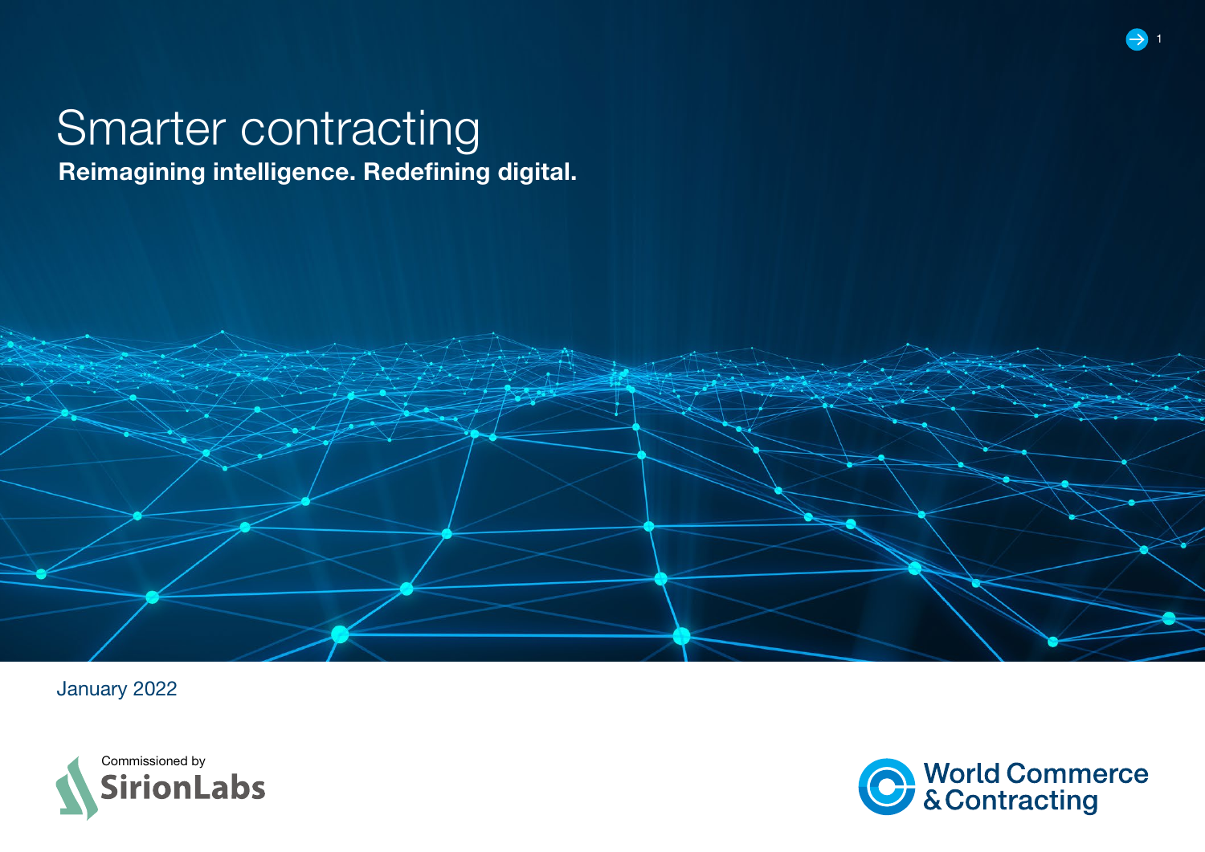# Smarter contracting

**Reimagining intelligence. Redefining digital.**

January 2022

Commissioned by SirionLabs

World Commerce & Contracting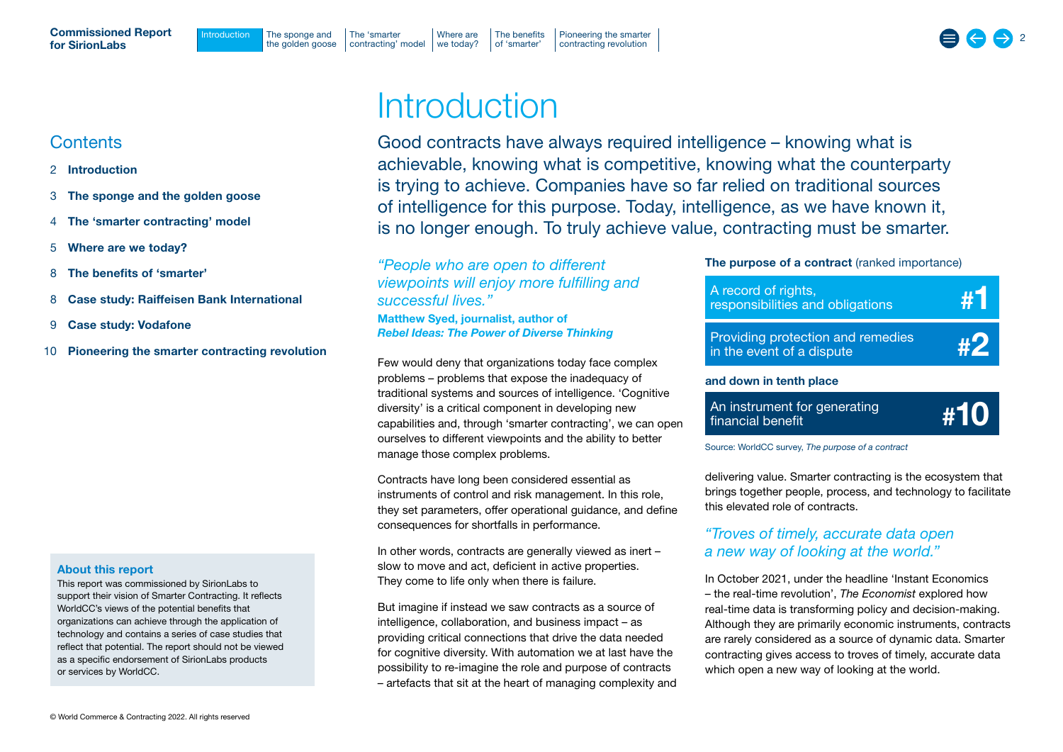## Contents

2 **Introduction**

3 **The sponge and the golden goose**

4 **The 'smarter contracting' model**

5 **Where are we today?**

8 **The benefits of 'smarter'**

8 **Case study: Raiffeisen Bank International**

9 **Case study: Vodafone**

10 **Pioneering the smarter contracting revolution**

**About this report**

This report was commissioned by SirionLabs to support their vision of Smarter Contracting. It reflects WorldCC's views of the potential benefits that organizations can achieve through the application of technology and contains a series of case studies that reflect that potential. The report should not be viewed as a specific endorsement of SirionLabs products or services by WorldCC.

# Introduction

Good contracts have always required intelligence – knowing what is achievable, knowing what is competitive, knowing what the counterparty is trying to achieve. Companies have so far relied on traditional sources of intelligence for this purpose. Today, intelligence, as we have known it, is no longer enough. To truly achieve value, contracting must be smarter.

*"People who are open to different viewpoints will enjoy more fulfilling and successful lives."*

**Matthew Syed, journalist, author of *Rebel Ideas: The Power of Diverse Thinking***

Few would deny that organizations today face complex problems – problems that expose the inadequacy of traditional systems and sources of intelligence. 'Cognitive diversity' is a critical component in developing new capabilities and, through 'smarter contracting', we can open ourselves to different viewpoints and the ability to better manage those complex problems.

Contracts have long been considered essential as instruments of control and risk management. In this role, they set parameters, offer operational guidance, and define consequences for shortfalls in performance.

In other words, contracts are generally viewed as inert – slow to move and act, deficient in active properties. They come to life only when there is failure.

But imagine if instead we saw contracts as a source of intelligence, collaboration, and business impact – as providing critical connections that drive the data needed for cognitive diversity. With automation we at last have the possibility to re-imagine the role and purpose of contracts – artefacts that sit at the heart of managing complexity and delivering value. Smarter contracting is the ecosystem that brings together people, process, and technology to facilitate this elevated role of contracts.

**The purpose of a contract** (ranked importance)

| Purpose | Rank |
|---|---|
| A record of rights, responsibilities and obligations | #1 |
| Providing protection and remedies in the event of a dispute | #2 |

**and down in tenth place**

| Purpose | Rank |
|---|---|
| An instrument for generating financial benefit | #10 |

Source: WorldCC survey, *The purpose of a contract*

*"Troves of timely, accurate data open a new way of looking at the world."*

In October 2021, under the headline 'Instant Economics – the real-time revolution', *The Economist* explored how real-time data is transforming policy and decision-making. Although they are primarily economic instruments, contracts are rarely considered as a source of dynamic data. Smarter contracting gives access to troves of timely, accurate data which open a new way of looking at the world.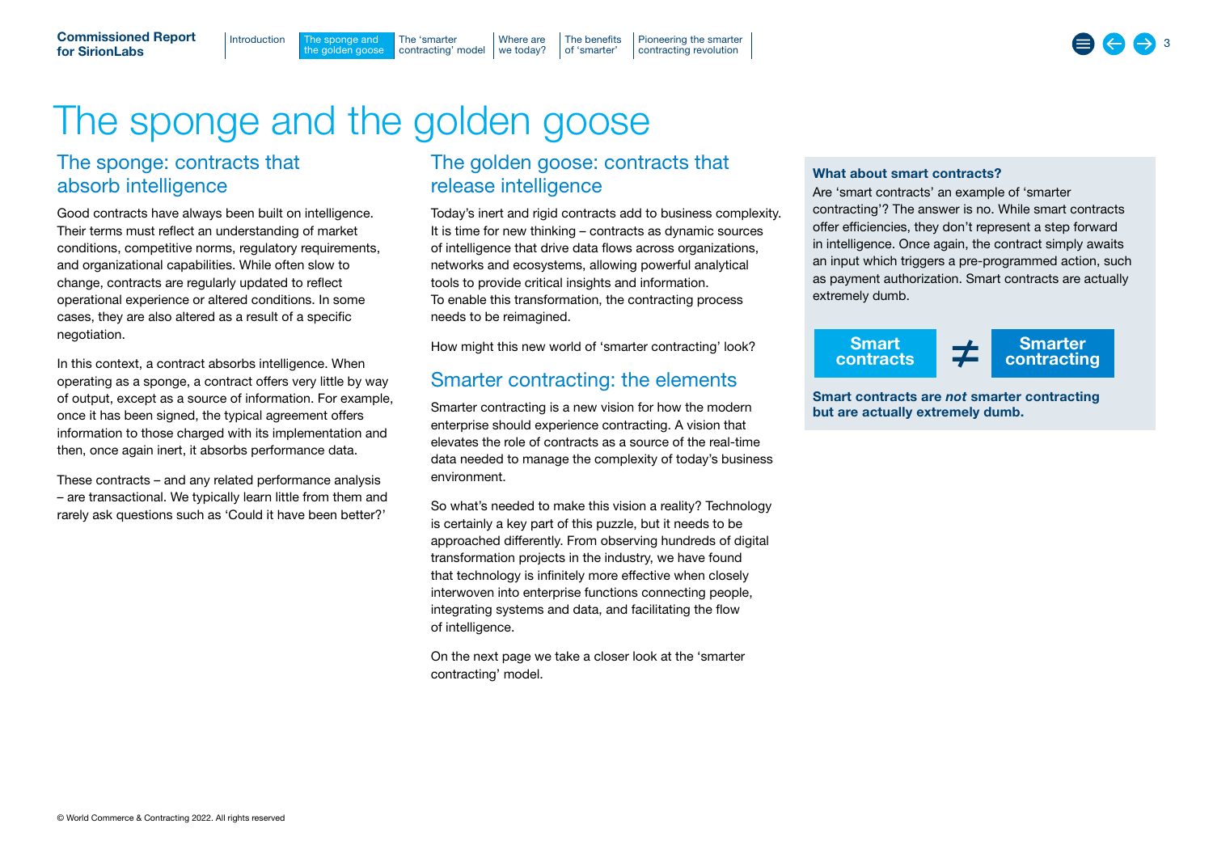# The sponge and the golden goose

## The sponge: contracts that absorb intelligence

Good contracts have always been built on intelligence. Their terms must reflect an understanding of market conditions, competitive norms, regulatory requirements, and organizational capabilities. While often slow to change, contracts are regularly updated to reflect operational experience or altered conditions. In some cases, they are also altered as a result of a specific negotiation.

In this context, a contract absorbs intelligence. When operating as a sponge, a contract offers very little by way of output, except as a source of information. For example, once it has been signed, the typical agreement offers information to those charged with its implementation and then, once again inert, it absorbs performance data.

These contracts – and any related performance analysis – are transactional. We typically learn little from them and rarely ask questions such as 'Could it have been better?'

## The golden goose: contracts that release intelligence

Today's inert and rigid contracts add to business complexity. It is time for new thinking – contracts as dynamic sources of intelligence that drive data flows across organizations, networks and ecosystems, allowing powerful analytical tools to provide critical insights and information. To enable this transformation, the contracting process needs to be reimagined.

How might this new world of 'smarter contracting' look?

## Smarter contracting: the elements

Smarter contracting is a new vision for how the modern enterprise should experience contracting. A vision that elevates the role of contracts as a source of the real-time data needed to manage the complexity of today's business environment.

So what's needed to make this vision a reality? Technology is certainly a key part of this puzzle, but it needs to be approached differently. From observing hundreds of digital transformation projects in the industry, we have found that technology is infinitely more effective when closely interwoven into enterprise functions connecting people, integrating systems and data, and facilitating the flow of intelligence.

On the next page we take a closer look at the 'smarter contracting' model.

**What about smart contracts?**

Are 'smart contracts' an example of 'smarter contracting'? The answer is no. While smart contracts offer efficiencies, they don't represent a step forward in intelligence. Once again, the contract simply awaits an input which triggers a pre-programmed action, such as payment authorization. Smart contracts are actually extremely dumb.

**Smart contracts** ≠ **Smarter contracting**

**Smart contracts are *not* smarter contracting but are actually extremely dumb.**

© World Commerce & Contracting 2022. All rights reserved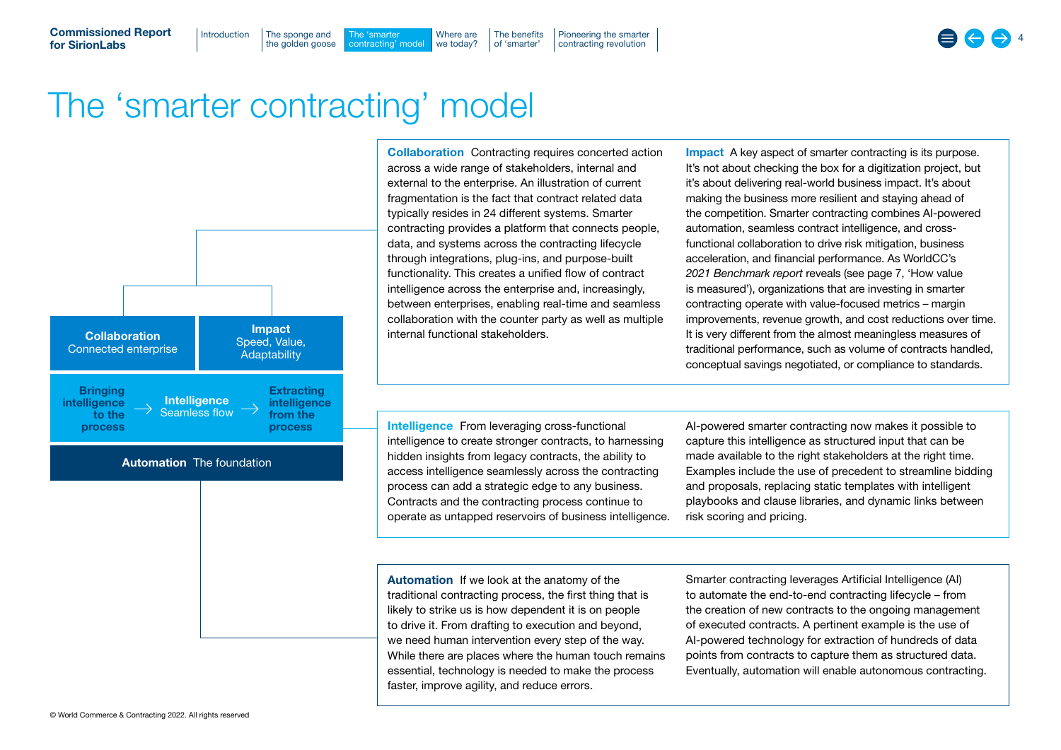# The 'smarter contracting' model

**Collaboration**
Connected enterprise

**Impact**
Speed, Value, Adaptability

**Bringing intelligence to the process** → **Intelligence** Seamless flow → **Extracting intelligence from the process**

**Automation** The foundation

**Collaboration** Contracting requires concerted action across a wide range of stakeholders, internal and external to the enterprise. An illustration of current fragmentation is the fact that contract related data typically resides in 24 different systems. Smarter contracting provides a platform that connects people, data, and systems across the contracting lifecycle through integrations, plug-ins, and purpose-built functionality. This creates a unified flow of contract intelligence across the enterprise and, increasingly, between enterprises, enabling real-time and seamless collaboration with the counter party as well as multiple internal functional stakeholders.

**Impact** A key aspect of smarter contracting is its purpose. It's not about checking the box for a digitization project, but it's about delivering real-world business impact. It's about making the business more resilient and staying ahead of the competition. Smarter contracting combines AI-powered automation, seamless contract intelligence, and cross-functional collaboration to drive risk mitigation, business acceleration, and financial performance. As WorldCC's *2021 Benchmark report* reveals (see page 7, 'How value is measured'), organizations that are investing in smarter contracting operate with value-focused metrics – margin improvements, revenue growth, and cost reductions over time. It is very different from the almost meaningless measures of traditional performance, such as volume of contracts handled, conceptual savings negotiated, or compliance to standards.

**Intelligence** From leveraging cross-functional intelligence to create stronger contracts, to harnessing hidden insights from legacy contracts, the ability to access intelligence seamlessly across the contracting process can add a strategic edge to any business. Contracts and the contracting process continue to operate as untapped reservoirs of business intelligence.

AI-powered smarter contracting now makes it possible to capture this intelligence as structured input that can be made available to the right stakeholders at the right time. Examples include the use of precedent to streamline bidding and proposals, replacing static templates with intelligent playbooks and clause libraries, and dynamic links between risk scoring and pricing.

**Automation** If we look at the anatomy of the traditional contracting process, the first thing that is likely to strike us is how dependent it is on people to drive it. From drafting to execution and beyond, we need human intervention every step of the way. While there are places where the human touch remains essential, technology is needed to make the process faster, improve agility, and reduce errors.

Smarter contracting leverages Artificial Intelligence (AI) to automate the end-to-end contracting lifecycle – from the creation of new contracts to the ongoing management of executed contracts. A pertinent example is the use of AI-powered technology for extraction of hundreds of data points from contracts to capture them as structured data. Eventually, automation will enable autonomous contracting.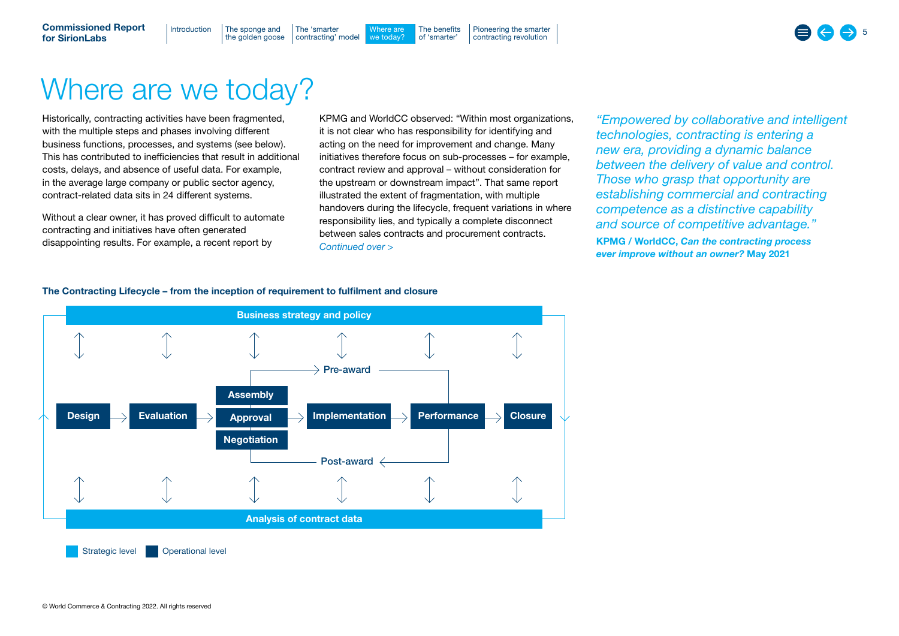# Where are we today?

Historically, contracting activities have been fragmented, with the multiple steps and phases involving different business functions, processes, and systems (see below). This has contributed to inefficiencies that result in additional costs, delays, and absence of useful data. For example, in the average large company or public sector agency, contract-related data sits in 24 different systems.

Without a clear owner, it has proved difficult to automate contracting and initiatives have often generated disappointing results. For example, a recent report by KPMG and WorldCC observed: "Within most organizations, it is not clear who has responsibility for identifying and acting on the need for improvement and change. Many initiatives therefore focus on sub-processes – for example, contract review and approval – without consideration for the upstream or downstream impact". That same report illustrated the extent of fragmentation, with multiple handovers during the lifecycle, frequent variations in where responsibility lies, and typically a complete disconnect between sales contracts and procurement contracts.
*Continued over >*

> *"Empowered by collaborative and intelligent technologies, contracting is entering a new era, providing a dynamic balance between the delivery of value and control. Those who grasp that opportunity are establishing commercial and contracting competence as a distinctive capability and source of competitive advantage."*
>
> **KPMG / WorldCC, *Can the contracting process ever improve without an owner?* May 2021**

**The Contracting Lifecycle – from the inception of requirement to fulfilment and closure**

Business strategy and policy

Design → Evaluation → Assembly / Approval / Negotiation → Implementation → Performance → Closure

Pre-award / Post-award

Analysis of contract data

Strategic level | Operational level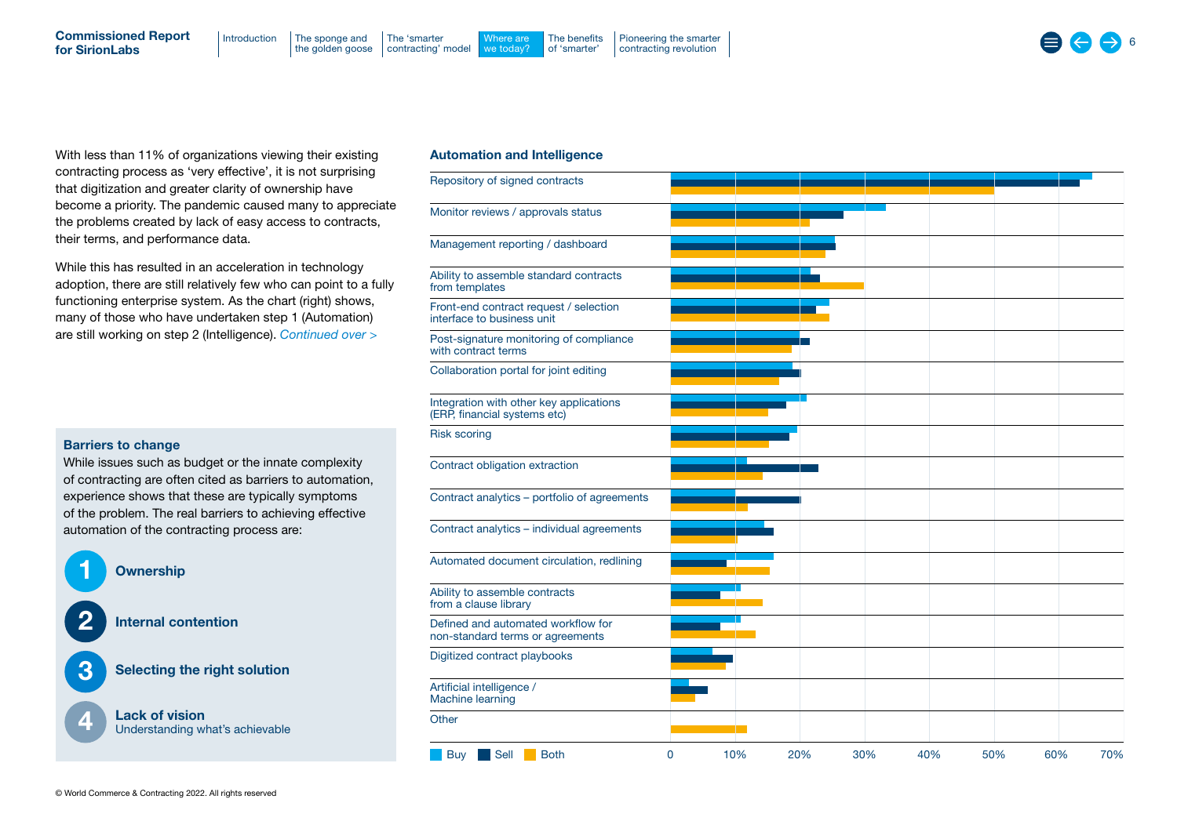With less than 11% of organizations viewing their existing contracting process as 'very effective', it is not surprising that digitization and greater clarity of ownership have become a priority. The pandemic caused many to appreciate the problems created by lack of easy access to contracts, their terms, and performance data.

While this has resulted in an acceleration in technology adoption, there are still relatively few who can point to a fully functioning enterprise system. As the chart (right) shows, many of those who have undertaken step 1 (Automation) are still working on step 2 (Intelligence). *Continued over >*

### Barriers to change

While issues such as budget or the innate complexity of contracting are often cited as barriers to automation, experience shows that these are typically symptoms of the problem. The real barriers to achieving effective automation of the contracting process are:

1. **Ownership**
2. **Internal contention**
3. **Selecting the right solution**
4. **Lack of vision**
   Understanding what's achievable

### Automation and Intelligence

| Item | Buy | Sell | Both |
|---|---|---|---|
| Repository of signed contracts | ~65% | ~63% | ~50% |
| Monitor reviews / approvals status | ~33% | ~27% | ~21% |
| Management reporting / dashboard | ~25% | ~26% | ~24% |
| Ability to assemble standard contracts from templates | ~22% | ~23% | ~30% |
| Front-end contract request / selection interface to business unit | ~25% | ~22% | ~25% |
| Post-signature monitoring of compliance with contract terms | ~20% | ~21% | ~19% |
| Collaboration portal for joint editing | ~19% | ~20% | ~17% |
| Integration with other key applications (ERP, financial systems etc) | ~21% | ~18% | ~15% |
| Risk scoring | ~20% | ~18% | ~15% |
| Contract obligation extraction | ~12% | ~23% | ~14% |
| Contract analytics – portfolio of agreements | ~10% | ~20% | ~12% |
| Contract analytics – individual agreements | ~14% | ~16% | ~10% |
| Automated document circulation, redlining | ~16% | ~9% | ~15% |
| Ability to assemble contracts from a clause library | ~11% | ~8% | ~14% |
| Defined and automated workflow for non-standard terms or agreements | ~11% | ~8% | ~13% |
| Digitized contract playbooks | ~6% | ~10% | ~9% |
| Artificial intelligence / Machine learning | ~3% | ~6% | ~4% |
| Other | – | – | ~12% |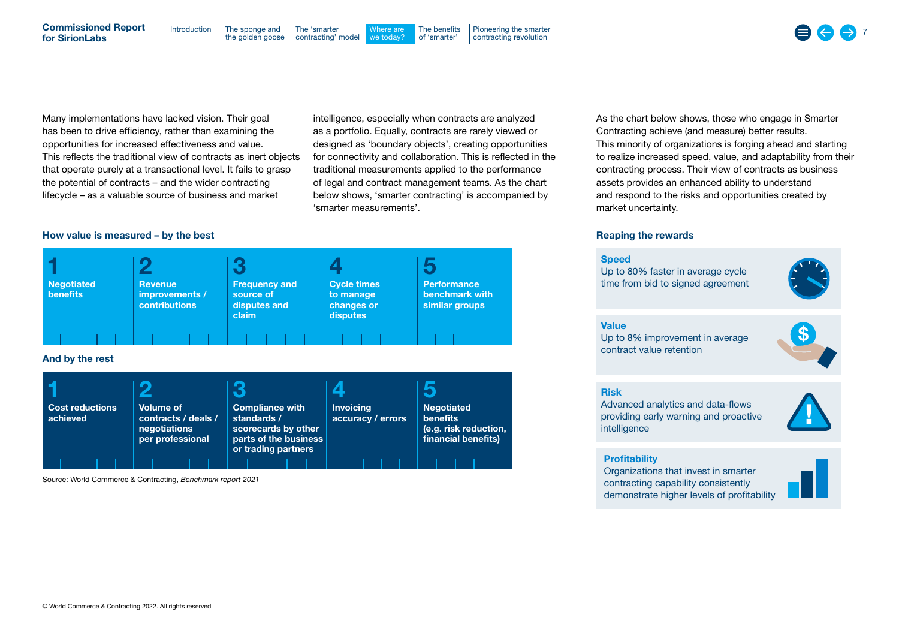Many implementations have lacked vision. Their goal has been to drive efficiency, rather than examining the opportunities for increased effectiveness and value. This reflects the traditional view of contracts as inert objects that operate purely at a transactional level. It fails to grasp the potential of contracts – and the wider contracting lifecycle – as a valuable source of business and market intelligence, especially when contracts are analyzed as a portfolio. Equally, contracts are rarely viewed or designed as 'boundary objects', creating opportunities for connectivity and collaboration. This is reflected in the traditional measurements applied to the performance of legal and contract management teams. As the chart below shows, 'smarter contracting' is accompanied by 'smarter measurements'.

### How value is measured – by the best

| 1 | 2 | 3 | 4 | 5 |
|---|---|---|---|---|
| Negotiated benefits | Revenue improvements / contributions | Frequency and source of disputes and claim | Cycle times to manage changes or disputes | Performance benchmark with similar groups |

### And by the rest

| 1 | 2 | 3 | 4 | 5 |
|---|---|---|---|---|
| Cost reductions achieved | Volume of contracts / deals / negotiations per professional | Compliance with standards / scorecards by other parts of the business or trading partners | Invoicing accuracy / errors | Negotiated benefits (e.g. risk reduction, financial benefits) |

Source: World Commerce & Contracting, *Benchmark report 2021*

As the chart below shows, those who engage in Smarter Contracting achieve (and measure) better results. This minority of organizations is forging ahead and starting to realize increased speed, value, and adaptability from their contracting process. Their view of contracts as business assets provides an enhanced ability to understand and respond to the risks and opportunities created by market uncertainty.

### Reaping the rewards

**Speed**
Up to 80% faster in average cycle time from bid to signed agreement

**Value**
Up to 8% improvement in average contract value retention

**Risk**
Advanced analytics and data-flows providing early warning and proactive intelligence

**Profitability**
Organizations that invest in smarter contracting capability consistently demonstrate higher levels of profitability

© World Commerce & Contracting 2022. All rights reserved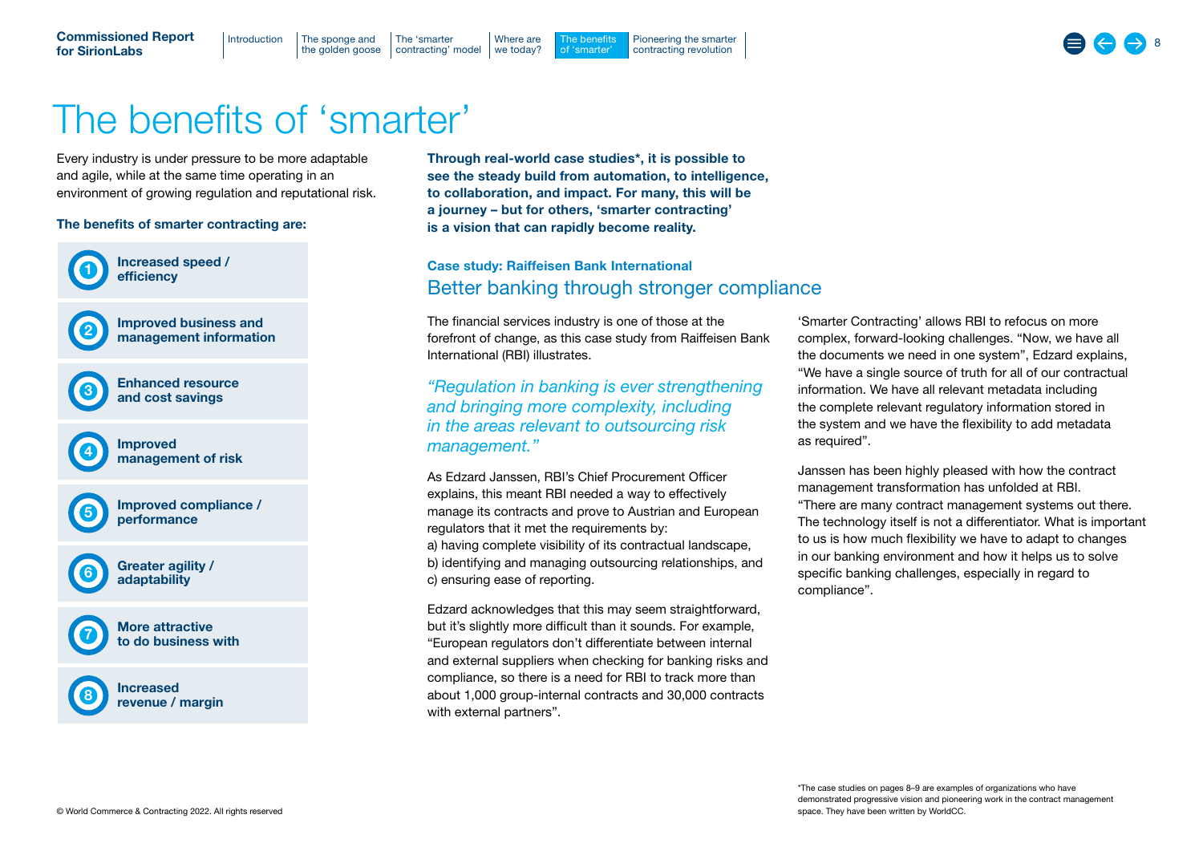# The benefits of 'smarter'

Every industry is under pressure to be more adaptable and agile, while at the same time operating in an environment of growing regulation and reputational risk.

**The benefits of smarter contracting are:**

1. **Increased speed / efficiency**
2. **Improved business and management information**
3. **Enhanced resource and cost savings**
4. **Improved management of risk**
5. **Improved compliance / performance**
6. **Greater agility / adaptability**
7. **More attractive to do business with**
8. **Increased revenue / margin**

**Through real-world case studies*, it is possible to see the steady build from automation, to intelligence, to collaboration, and impact. For many, this will be a journey – but for others, 'smarter contracting' is a vision that can rapidly become reality.**

### Case study: Raiffeisen Bank International

## Better banking through stronger compliance

The financial services industry is one of those at the forefront of change, as this case study from Raiffeisen Bank International (RBI) illustrates.

*"Regulation in banking is ever strengthening and bringing more complexity, including in the areas relevant to outsourcing risk management."*

As Edzard Janssen, RBI's Chief Procurement Officer explains, this meant RBI needed a way to effectively manage its contracts and prove to Austrian and European regulators that it met the requirements by:
a) having complete visibility of its contractual landscape,
b) identifying and managing outsourcing relationships, and
c) ensuring ease of reporting.

Edzard acknowledges that this may seem straightforward, but it's slightly more difficult than it sounds. For example, "European regulators don't differentiate between internal and external suppliers when checking for banking risks and compliance, so there is a need for RBI to track more than about 1,000 group-internal contracts and 30,000 contracts with external partners".

'Smarter Contracting' allows RBI to refocus on more complex, forward-looking challenges. "Now, we have all the documents we need in one system", Edzard explains, "We have a single source of truth for all of our contractual information. We have all relevant metadata including the complete relevant regulatory information stored in the system and we have the flexibility to add metadata as required".

Janssen has been highly pleased with how the contract management transformation has unfolded at RBI. "There are many contract management systems out there. The technology itself is not a differentiator. What is important to us is how much flexibility we have to adapt to changes in our banking environment and how it helps us to solve specific banking challenges, especially in regard to compliance".

*The case studies on pages 8–9 are examples of organizations who have demonstrated progressive vision and pioneering work in the contract management space. They have been written by WorldCC.

© World Commerce & Contracting 2022. All rights reserved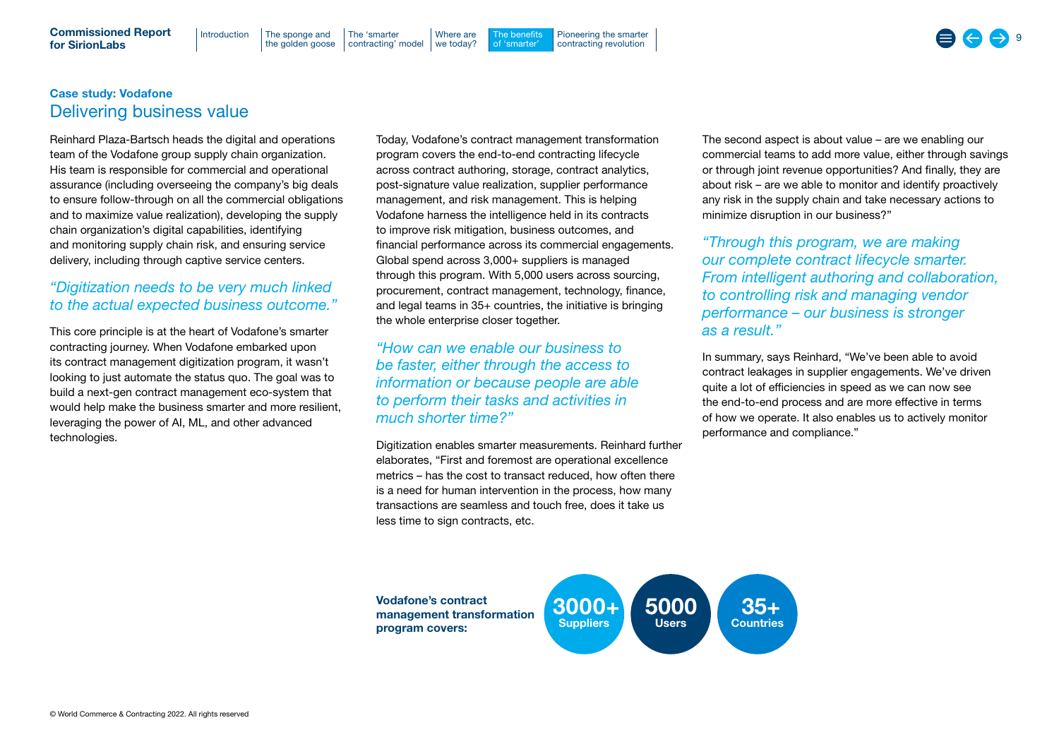### Case study: Vodafone

## Delivering business value

Reinhard Plaza-Bartsch heads the digital and operations team of the Vodafone group supply chain organization. His team is responsible for commercial and operational assurance (including overseeing the company's big deals to ensure follow-through on all the commercial obligations and to maximize value realization), developing the supply chain organization's digital capabilities, identifying and monitoring supply chain risk, and ensuring service delivery, including through captive service centers.

*"Digitization needs to be very much linked to the actual expected business outcome."*

This core principle is at the heart of Vodafone's smarter contracting journey. When Vodafone embarked upon its contract management digitization program, it wasn't looking to just automate the status quo. The goal was to build a next-gen contract management eco-system that would help make the business smarter and more resilient, leveraging the power of AI, ML, and other advanced technologies.

Today, Vodafone's contract management transformation program covers the end-to-end contracting lifecycle across contract authoring, storage, contract analytics, post-signature value realization, supplier performance management, and risk management. This is helping Vodafone harness the intelligence held in its contracts to improve risk mitigation, business outcomes, and financial performance across its commercial engagements. Global spend across 3,000+ suppliers is managed through this program. With 5,000 users across sourcing, procurement, contract management, technology, finance, and legal teams in 35+ countries, the initiative is bringing the whole enterprise closer together.

*"How can we enable our business to be faster, either through the access to information or because people are able to perform their tasks and activities in much shorter time?"*

Digitization enables smarter measurements. Reinhard further elaborates, "First and foremost are operational excellence metrics – has the cost to transact reduced, how often there is a need for human intervention in the process, how many transactions are seamless and touch free, does it take us less time to sign contracts, etc.

The second aspect is about value – are we enabling our commercial teams to add more value, either through savings or through joint revenue opportunities? And finally, they are about risk – are we able to monitor and identify proactively any risk in the supply chain and take necessary actions to minimize disruption in our business?"

*"Through this program, we are making our complete contract lifecycle smarter. From intelligent authoring and collaboration, to controlling risk and managing vendor performance – our business is stronger as a result."*

In summary, says Reinhard, "We've been able to avoid contract leakages in supplier engagements. We've driven quite a lot of efficiencies in speed as we can now see the end-to-end process and are more effective in terms of how we operate. It also enables us to actively monitor performance and compliance."

**Vodafone's contract management transformation program covers:**

- **3000+** Suppliers
- **5000** Users
- **35+** Countries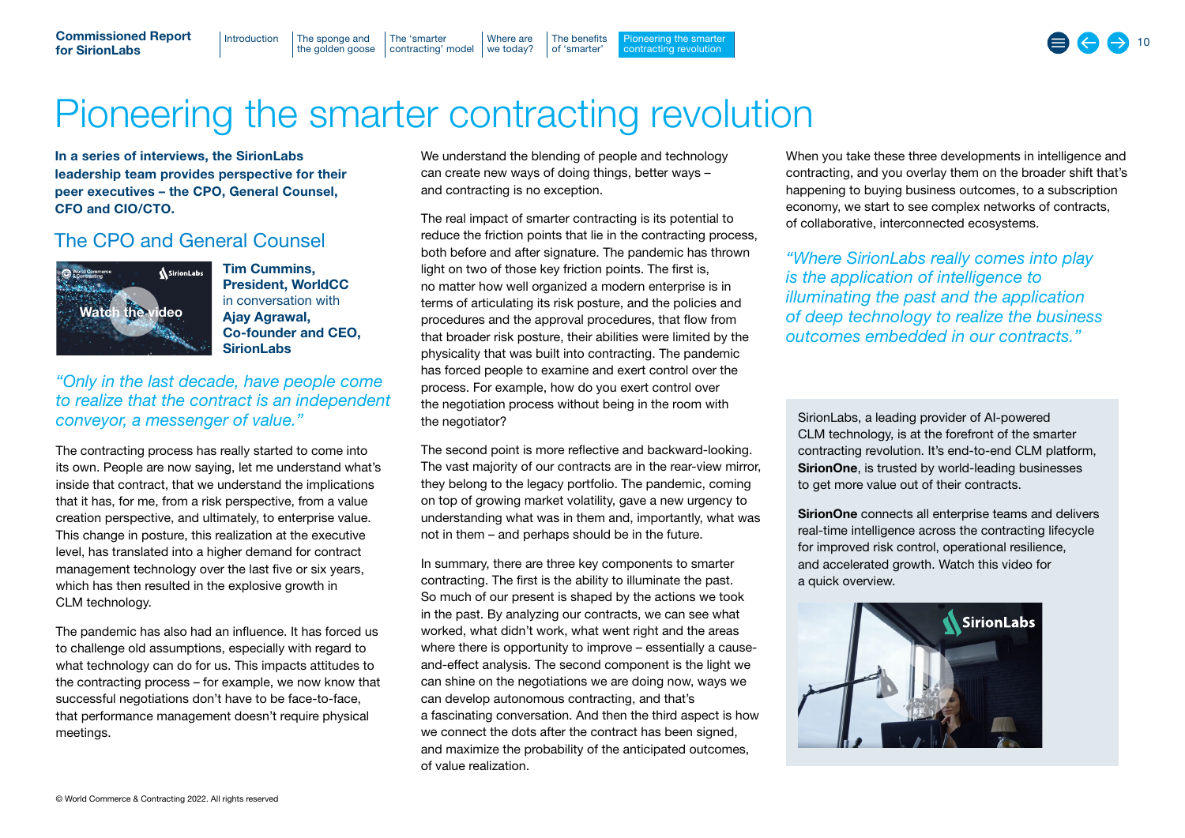# Pioneering the smarter contracting revolution

**In a series of interviews, the SirionLabs leadership team provides perspective for their peer executives – the CPO, General Counsel, CFO and CIO/CTO.**

## The CPO and General Counsel

**Tim Cummins, President, WorldCC** in conversation with **Ajay Agrawal, Co-founder and CEO, SirionLabs**

*"Only in the last decade, have people come to realize that the contract is an independent conveyor, a messenger of value."*

The contracting process has really started to come into its own. People are now saying, let me understand what's inside that contract, that we understand the implications that it has, for me, from a risk perspective, from a value creation perspective, and ultimately, to enterprise value. This change in posture, this realization at the executive level, has translated into a higher demand for contract management technology over the last five or six years, which has then resulted in the explosive growth in CLM technology.

The pandemic has also had an influence. It has forced us to challenge old assumptions, especially with regard to what technology can do for us. This impacts attitudes to the contracting process – for example, we now know that successful negotiations don't have to be face-to-face, that performance management doesn't require physical meetings.

We understand the blending of people and technology can create new ways of doing things, better ways – and contracting is no exception.

The real impact of smarter contracting is its potential to reduce the friction points that lie in the contracting process, both before and after signature. The pandemic has thrown light on two of those key friction points. The first is, no matter how well organized a modern enterprise is in terms of articulating its risk posture, and the policies and procedures and the approval procedures, that flow from that broader risk posture, their abilities were limited by the physicality that was built into contracting. The pandemic has forced people to examine and exert control over the process. For example, how do you exert control over the negotiation process without being in the room with the negotiator?

The second point is more reflective and backward-looking. The vast majority of our contracts are in the rear-view mirror, they belong to the legacy portfolio. The pandemic, coming on top of growing market volatility, gave a new urgency to understanding what was in them and, importantly, what was not in them – and perhaps should be in the future.

In summary, there are three key components to smarter contracting. The first is the ability to illuminate the past. So much of our present is shaped by the actions we took in the past. By analyzing our contracts, we can see what worked, what didn't work, what went right and the areas where there is opportunity to improve – essentially a cause-and-effect analysis. The second component is the light we can shine on the negotiations we are doing now, ways we can develop autonomous contracting, and that's a fascinating conversation. And then the third aspect is how we connect the dots after the contract has been signed, and maximize the probability of the anticipated outcomes, of value realization.

When you take these three developments in intelligence and contracting, and you overlay them on the broader shift that's happening to buying business outcomes, to a subscription economy, we start to see complex networks of contracts, of collaborative, interconnected ecosystems.

*"Where SirionLabs really comes into play is the application of intelligence to illuminating the past and the application of deep technology to realize the business outcomes embedded in our contracts."*

SirionLabs, a leading provider of AI-powered CLM technology, is at the forefront of the smarter contracting revolution. It's end-to-end CLM platform, **SirionOne**, is trusted by world-leading businesses to get more value out of their contracts.

**SirionOne** connects all enterprise teams and delivers real-time intelligence across the contracting lifecycle for improved risk control, operational resilience, and accelerated growth. Watch this video for a quick overview.

© World Commerce & Contracting 2022. All rights reserved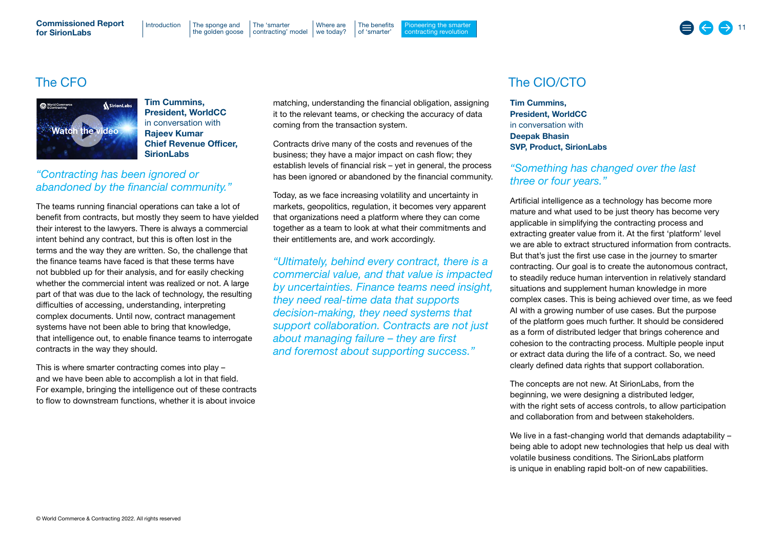## The CFO

**Tim Cummins, President, WorldCC** in conversation with **Rajeev Kumar Chief Revenue Officer, SirionLabs**

*"Contracting has been ignored or abandoned by the financial community."*

The teams running financial operations can take a lot of benefit from contracts, but mostly they seem to have yielded their interest to the lawyers. There is always a commercial intent behind any contract, but this is often lost in the terms and the way they are written. So, the challenge that the finance teams have faced is that these terms have not bubbled up for their analysis, and for easily checking whether the commercial intent was realized or not. A large part of that was due to the lack of technology, the resulting difficulties of accessing, understanding, interpreting complex documents. Until now, contract management systems have not been able to bring that knowledge, that intelligence out, to enable finance teams to interrogate contracts in the way they should.

This is where smarter contracting comes into play – and we have been able to accomplish a lot in that field. For example, bringing the intelligence out of these contracts to flow to downstream functions, whether it is about invoice matching, understanding the financial obligation, assigning it to the relevant teams, or checking the accuracy of data coming from the transaction system.

Contracts drive many of the costs and revenues of the business; they have a major impact on cash flow; they establish levels of financial risk – yet in general, the process has been ignored or abandoned by the financial community.

Today, as we face increasing volatility and uncertainty in markets, geopolitics, regulation, it becomes very apparent that organizations need a platform where they can come together as a team to look at what their commitments and their entitlements are, and work accordingly.

*"Ultimately, behind every contract, there is a commercial value, and that value is impacted by uncertainties. Finance teams need insight, they need real-time data that supports decision-making, they need systems that support collaboration. Contracts are not just about managing failure – they are first and foremost about supporting success."*

## The CIO/CTO

**Tim Cummins, President, WorldCC** in conversation with **Deepak Bhasin SVP, Product, SirionLabs**

*"Something has changed over the last three or four years."*

Artificial intelligence as a technology has become more mature and what used to be just theory has become very applicable in simplifying the contracting process and extracting greater value from it. At the first 'platform' level we are able to extract structured information from contracts. But that's just the first use case in the journey to smarter contracting. Our goal is to create the autonomous contract, to steadily reduce human intervention in relatively standard situations and supplement human knowledge in more complex cases. This is being achieved over time, as we feed AI with a growing number of use cases. But the purpose of the platform goes much further. It should be considered as a form of distributed ledger that brings coherence and cohesion to the contracting process. Multiple people input or extract data during the life of a contract. So, we need clearly defined data rights that support collaboration.

The concepts are not new. At SirionLabs, from the beginning, we were designing a distributed ledger, with the right sets of access controls, to allow participation and collaboration from and between stakeholders.

We live in a fast-changing world that demands adaptability – being able to adopt new technologies that help us deal with volatile business conditions. The SirionLabs platform is unique in enabling rapid bolt-on of new capabilities.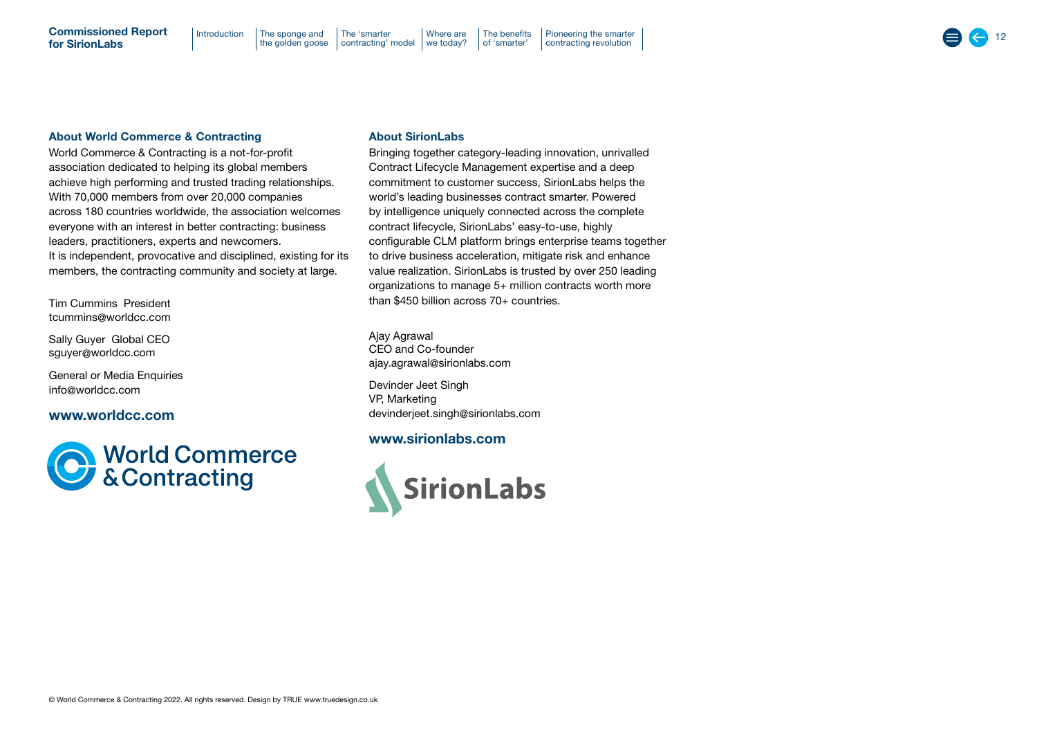## About World Commerce & Contracting

World Commerce & Contracting is a not-for-profit association dedicated to helping its global members achieve high performing and trusted trading relationships. With 70,000 members from over 20,000 companies across 180 countries worldwide, the association welcomes everyone with an interest in better contracting: business leaders, practitioners, experts and newcomers. It is independent, provocative and disciplined, existing for its members, the contracting community and society at large.

Tim Cummins President
tcummins@worldcc.com

Sally Guyer Global CEO
sguyer@worldcc.com

General or Media Enquiries
info@worldcc.com

**www.worldcc.com**

World Commerce & Contracting

## About SirionLabs

Bringing together category-leading innovation, unrivalled Contract Lifecycle Management expertise and a deep commitment to customer success, SirionLabs helps the world's leading businesses contract smarter. Powered by intelligence uniquely connected across the complete contract lifecycle, SirionLabs' easy-to-use, highly configurable CLM platform brings enterprise teams together to drive business acceleration, mitigate risk and enhance value realization. SirionLabs is trusted by over 250 leading organizations to manage 5+ million contracts worth more than $450 billion across 70+ countries.

Ajay Agrawal
CEO and Co-founder
ajay.agrawal@sirionlabs.com

Devinder Jeet Singh
VP, Marketing
devinderjeet.singh@sirionlabs.com

**www.sirionlabs.com**

SirionLabs

© World Commerce & Contracting 2022. All rights reserved. Design by TRUE www.truedesign.co.uk